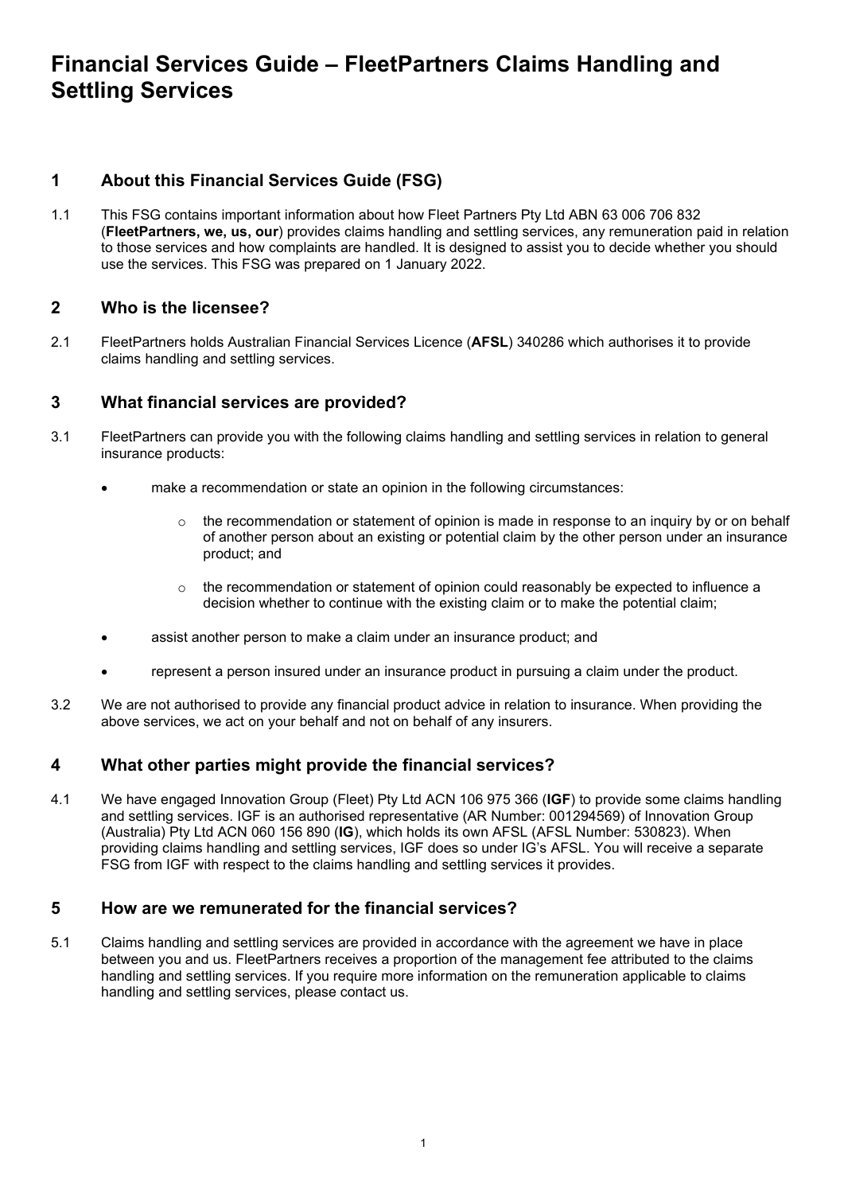# Financial Services Guide – FleetPartners Claims Handling and Settling Services

## 1 About this Financial Services Guide (FSG)

1.1 This FSG contains important information about how Fleet Partners Pty Ltd ABN 63 006 706 832 (**FleetPartners, we, us, our**) provides claims handling and settling services, any remuneration paid in relation to those services and how complaints are handled. It is designed to assist you to decide whether you should use the services. This FSG was prepared on 1 January 2022.

## 2 Who is the licensee?

2.1 FleetPartners holds Australian Financial Services Licence (**AFSL**) 340286 which authorises it to provide claims handling and settling services.

## 3 What financial services are provided?

3.1 FleetPartners can provide you with the following claims handling and settling services in relation to general insurance products:

- make a recommendation or state an opinion in the following circumstances:
  - the recommendation or statement of opinion is made in response to an inquiry by or on behalf of another person about an existing or potential claim by the other person under an insurance product; and
  - the recommendation or statement of opinion could reasonably be expected to influence a decision whether to continue with the existing claim or to make the potential claim;
- assist another person to make a claim under an insurance product; and
- represent a person insured under an insurance product in pursuing a claim under the product.

3.2 We are not authorised to provide any financial product advice in relation to insurance. When providing the above services, we act on your behalf and not on behalf of any insurers.

## 4 What other parties might provide the financial services?

4.1 We have engaged Innovation Group (Fleet) Pty Ltd ACN 106 975 366 (**IGF**) to provide some claims handling and settling services. IGF is an authorised representative (AR Number: 001294569) of Innovation Group (Australia) Pty Ltd ACN 060 156 890 (**IG**), which holds its own AFSL (AFSL Number: 530823). When providing claims handling and settling services, IGF does so under IG's AFSL. You will receive a separate FSG from IGF with respect to the claims handling and settling services it provides.

## 5 How are we remunerated for the financial services?

5.1 Claims handling and settling services are provided in accordance with the agreement we have in place between you and us. FleetPartners receives a proportion of the management fee attributed to the claims handling and settling services. If you require more information on the remuneration applicable to claims handling and settling services, please contact us.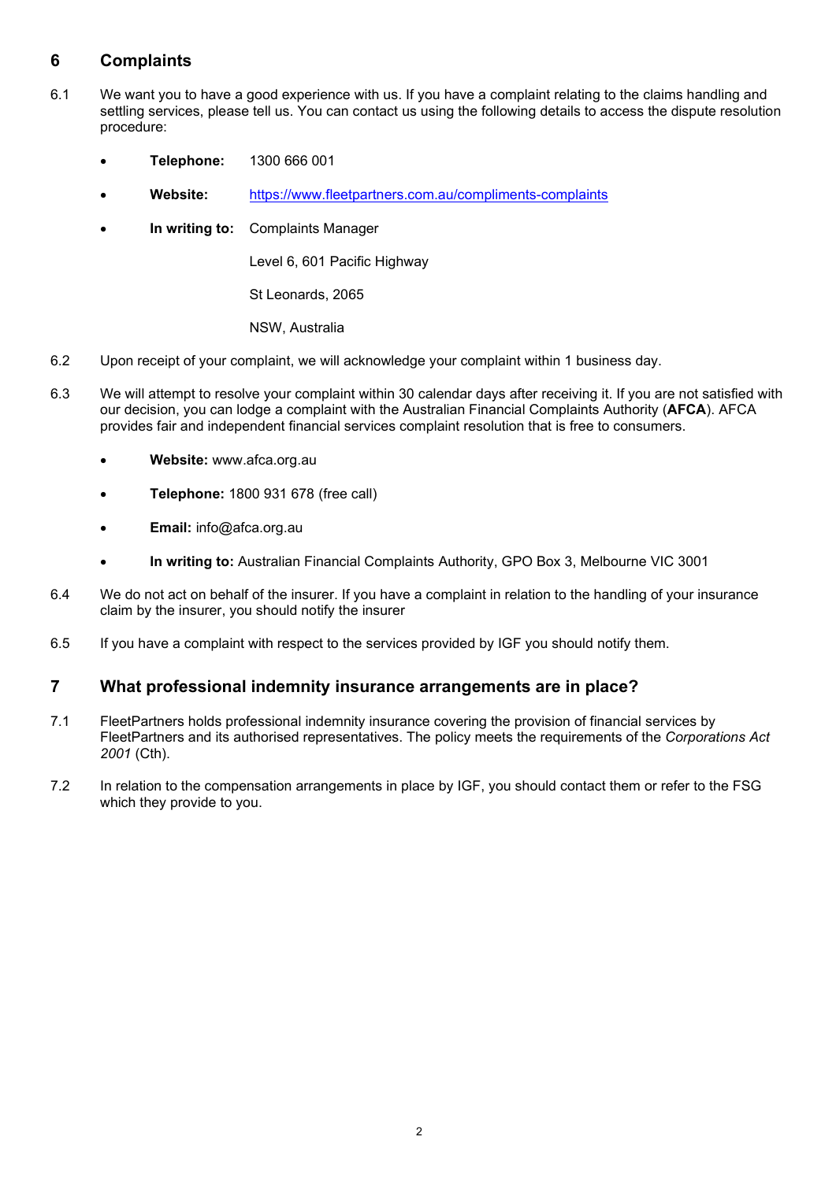## 6 Complaints

6.1 We want you to have a good experience with us. If you have a complaint relating to the claims handling and settling services, please tell us. You can contact us using the following details to access the dispute resolution procedure:

- **Telephone:** 1300 666 001
- **Website:** https://www.fleetpartners.com.au/compliments-complaints
- **In writing to:** Complaints Manager

  Level 6, 601 Pacific Highway

  St Leonards, 2065

  NSW, Australia

6.2 Upon receipt of your complaint, we will acknowledge your complaint within 1 business day.

6.3 We will attempt to resolve your complaint within 30 calendar days after receiving it. If you are not satisfied with our decision, you can lodge a complaint with the Australian Financial Complaints Authority (**AFCA**). AFCA provides fair and independent financial services complaint resolution that is free to consumers.

- **Website:** www.afca.org.au
- **Telephone:** 1800 931 678 (free call)
- **Email:** info@afca.org.au
- **In writing to:** Australian Financial Complaints Authority, GPO Box 3, Melbourne VIC 3001

6.4 We do not act on behalf of the insurer. If you have a complaint in relation to the handling of your insurance claim by the insurer, you should notify the insurer

6.5 If you have a complaint with respect to the services provided by IGF you should notify them.

## 7 What professional indemnity insurance arrangements are in place?

7.1 FleetPartners holds professional indemnity insurance covering the provision of financial services by FleetPartners and its authorised representatives. The policy meets the requirements of the *Corporations Act 2001* (Cth).

7.2 In relation to the compensation arrangements in place by IGF, you should contact them or refer to the FSG which they provide to you.